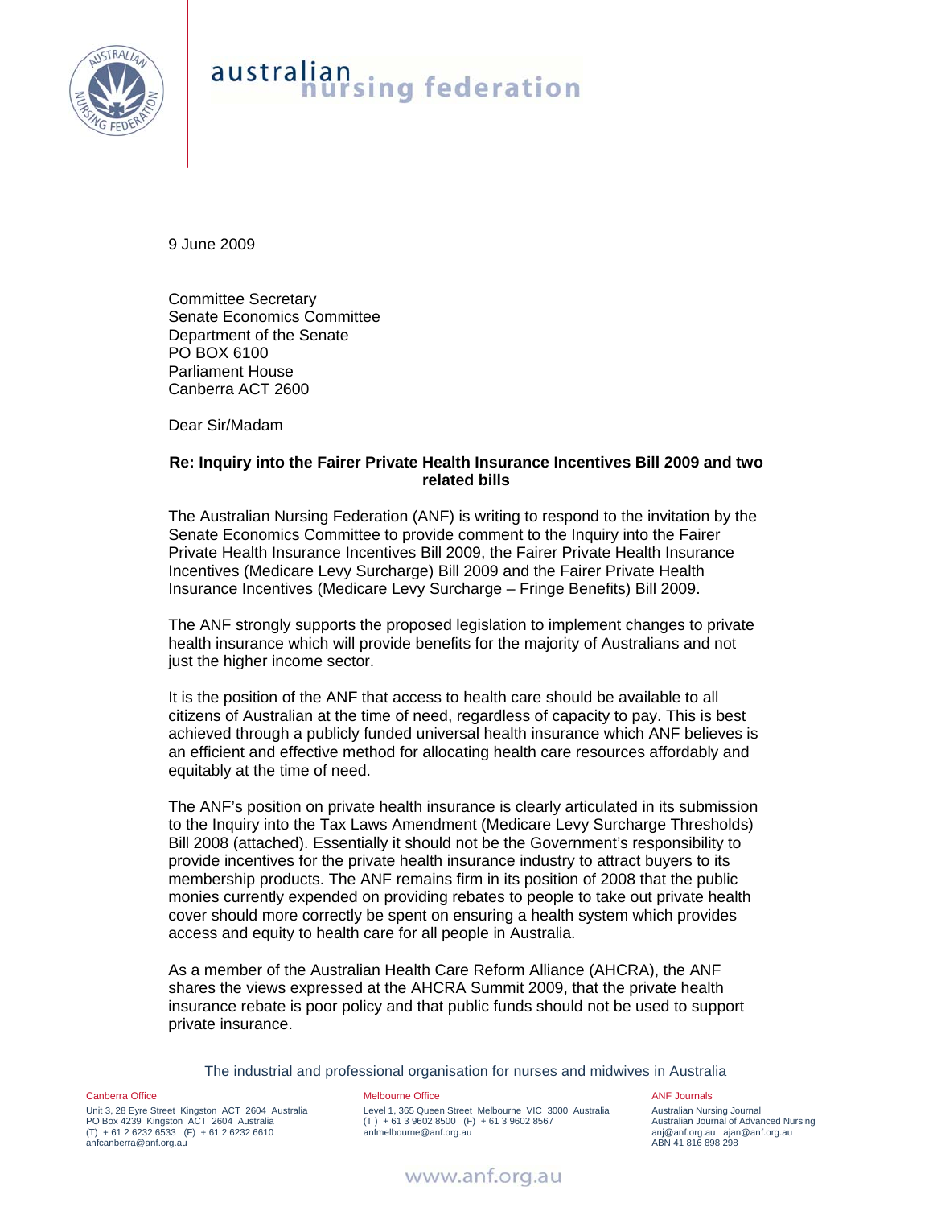australian nursing federation

9 June 2009

Committee Secretary
Senate Economics Committee
Department of the Senate
PO BOX 6100
Parliament House
Canberra ACT 2600

Dear Sir/Madam

**Re: Inquiry into the Fairer Private Health Insurance Incentives Bill 2009 and two related bills**

The Australian Nursing Federation (ANF) is writing to respond to the invitation by the Senate Economics Committee to provide comment to the Inquiry into the Fairer Private Health Insurance Incentives Bill 2009, the Fairer Private Health Insurance Incentives (Medicare Levy Surcharge) Bill 2009 and the Fairer Private Health Insurance Incentives (Medicare Levy Surcharge – Fringe Benefits) Bill 2009.

The ANF strongly supports the proposed legislation to implement changes to private health insurance which will provide benefits for the majority of Australians and not just the higher income sector.

It is the position of the ANF that access to health care should be available to all citizens of Australian at the time of need, regardless of capacity to pay. This is best achieved through a publicly funded universal health insurance which ANF believes is an efficient and effective method for allocating health care resources affordably and equitably at the time of need.

The ANF's position on private health insurance is clearly articulated in its submission to the Inquiry into the Tax Laws Amendment (Medicare Levy Surcharge Thresholds) Bill 2008 (attached). Essentially it should not be the Government's responsibility to provide incentives for the private health insurance industry to attract buyers to its membership products. The ANF remains firm in its position of 2008 that the public monies currently expended on providing rebates to people to take out private health cover should more correctly be spent on ensuring a health system which provides access and equity to health care for all people in Australia.

As a member of the Australian Health Care Reform Alliance (AHCRA), the ANF shares the views expressed at the AHCRA Summit 2009, that the private health insurance rebate is poor policy and that public funds should not be used to support private insurance.

The industrial and professional organisation for nurses and midwives in Australia

Canberra Office
Unit 3, 28 Eyre Street Kingston ACT 2604 Australia
PO Box 4239 Kingston ACT 2604 Australia
(T) + 61 2 6232 6533 (F) + 61 2 6232 6610
anfcanberra@anf.org.au

Melbourne Office
Level 1, 365 Queen Street Melbourne VIC 3000 Australia
(T) + 61 3 9602 8500 (F) + 61 3 9602 8567
anfmelbourne@anf.org.au

ANF Journals
Australian Nursing Journal
Australian Journal of Advanced Nursing
anj@anf.org.au ajan@anf.org.au
ABN 41 816 898 298

www.anf.org.au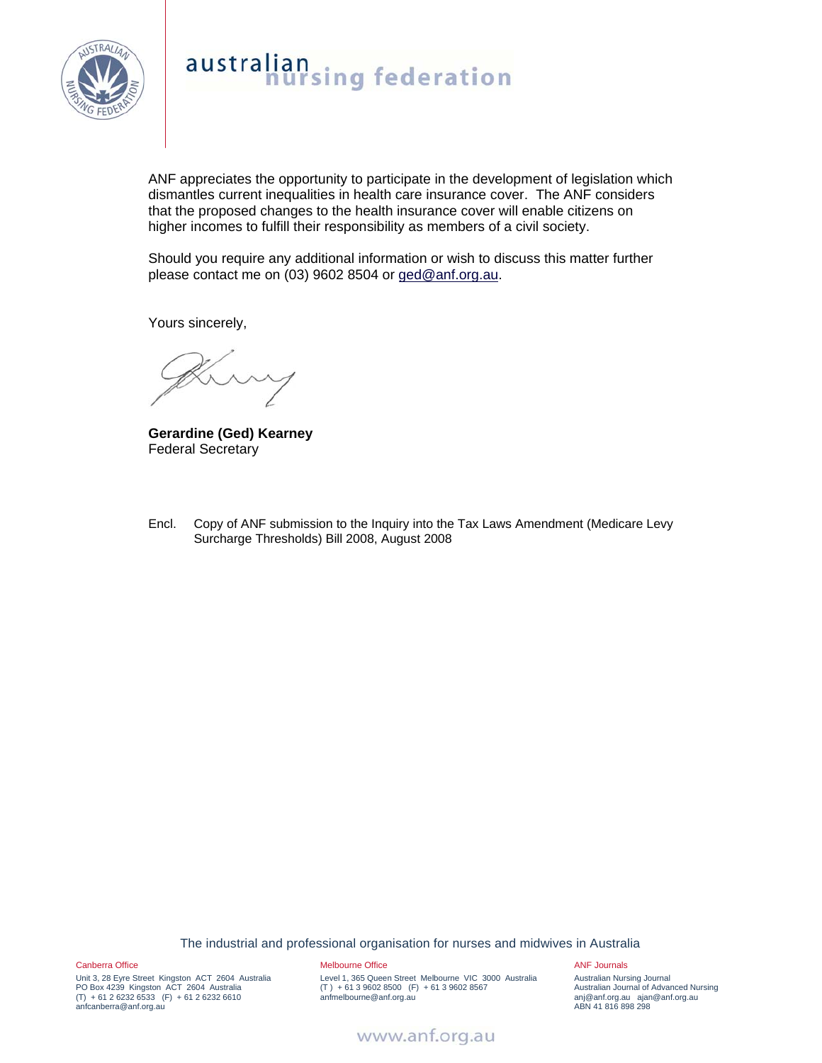ANF appreciates the opportunity to participate in the development of legislation which dismantles current inequalities in health care insurance cover. The ANF considers that the proposed changes to the health insurance cover will enable citizens on higher incomes to fulfill their responsibility as members of a civil society.

Should you require any additional information or wish to discuss this matter further please contact me on (03) 9602 8504 or ged@anf.org.au.

Yours sincerely,

**Gerardine (Ged) Kearney**
Federal Secretary

Encl. Copy of ANF submission to the Inquiry into the Tax Laws Amendment (Medicare Levy Surcharge Thresholds) Bill 2008, August 2008